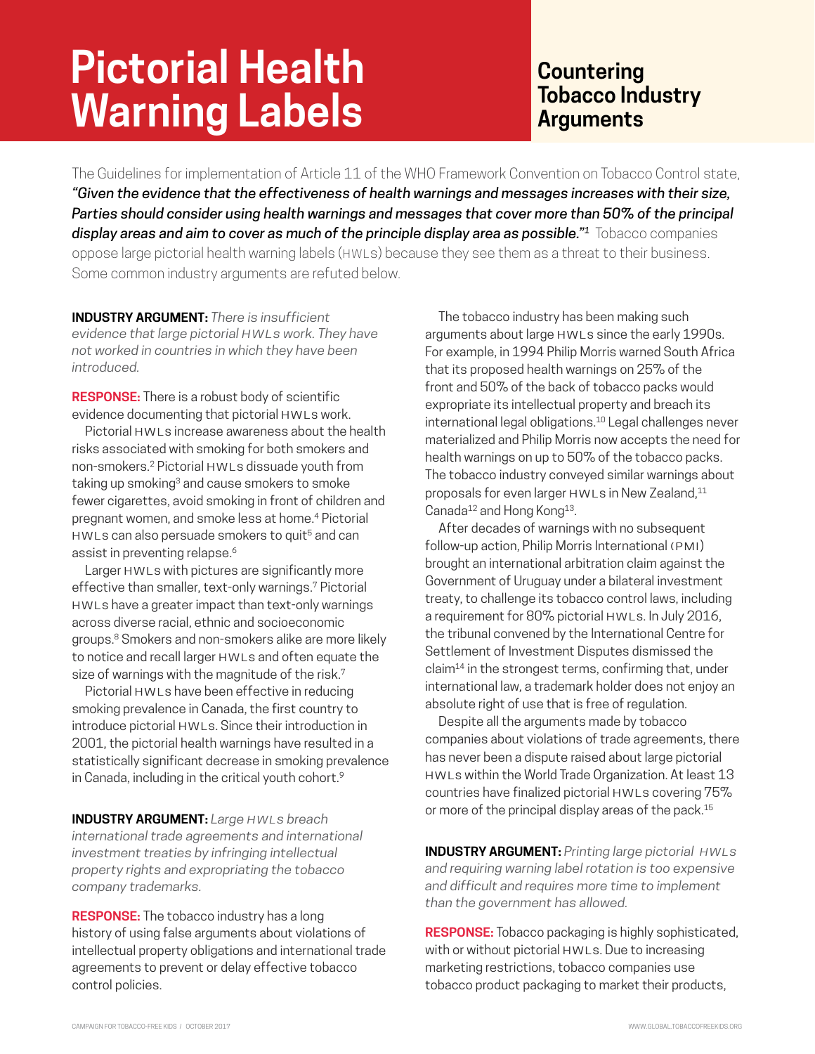# Pictorial Health Warning Labels

## Countering Tobacco Industry Arguments

The Guidelines for implementation of Article 11 of the WHO Framework Convention on Tobacco Control state, ***"Given the evidence that the effectiveness of health warnings and messages increases with their size, Parties should consider using health warnings and messages that cover more than 50% of the principal display areas and aim to cover as much of the principle display area as possible."***[1] Tobacco companies oppose large pictorial health warning labels (HWLs) because they see them as a threat to their business. Some common industry arguments are refuted below.

**INDUSTRY ARGUMENT:** *There is insufficient evidence that large pictorial HWLs work. They have not worked in countries in which they have been introduced.*

**RESPONSE:** There is a robust body of scientific evidence documenting that pictorial HWLs work.

Pictorial HWLs increase awareness about the health risks associated with smoking for both smokers and non-smokers.[2] Pictorial HWLs dissuade youth from taking up smoking[3] and cause smokers to smoke fewer cigarettes, avoid smoking in front of children and pregnant women, and smoke less at home.[4] Pictorial HWLs can also persuade smokers to quit[5] and can assist in preventing relapse.[6]

Larger HWLs with pictures are significantly more effective than smaller, text-only warnings.[7] Pictorial HWLs have a greater impact than text-only warnings across diverse racial, ethnic and socioeconomic groups.[8] Smokers and non-smokers alike are more likely to notice and recall larger HWLs and often equate the size of warnings with the magnitude of the risk.[7]

Pictorial HWLs have been effective in reducing smoking prevalence in Canada, the first country to introduce pictorial HWLs. Since their introduction in 2001, the pictorial health warnings have resulted in a statistically significant decrease in smoking prevalence in Canada, including in the critical youth cohort.[9]

**INDUSTRY ARGUMENT:** *Large HWLs breach international trade agreements and international investment treaties by infringing intellectual property rights and expropriating the tobacco company trademarks.*

**RESPONSE:** The tobacco industry has a long history of using false arguments about violations of intellectual property obligations and international trade agreements to prevent or delay effective tobacco control policies.

The tobacco industry has been making such arguments about large HWLs since the early 1990s. For example, in 1994 Philip Morris warned South Africa that its proposed health warnings on 25% of the front and 50% of the back of tobacco packs would expropriate its intellectual property and breach its international legal obligations.[10] Legal challenges never materialized and Philip Morris now accepts the need for health warnings on up to 50% of the tobacco packs. The tobacco industry conveyed similar warnings about proposals for even larger HWLs in New Zealand,[11] Canada[12] and Hong Kong[13].

After decades of warnings with no subsequent follow-up action, Philip Morris International (PMI) brought an international arbitration claim against the Government of Uruguay under a bilateral investment treaty, to challenge its tobacco control laws, including a requirement for 80% pictorial HWLs. In July 2016, the tribunal convened by the International Centre for Settlement of Investment Disputes dismissed the claim[14] in the strongest terms, confirming that, under international law, a trademark holder does not enjoy an absolute right of use that is free of regulation.

Despite all the arguments made by tobacco companies about violations of trade agreements, there has never been a dispute raised about large pictorial HWLs within the World Trade Organization. At least 13 countries have finalized pictorial HWLs covering 75% or more of the principal display areas of the pack.[15]

**INDUSTRY ARGUMENT:** *Printing large pictorial HWLs and requiring warning label rotation is too expensive and difficult and requires more time to implement than the government has allowed.*

**RESPONSE:** Tobacco packaging is highly sophisticated, with or without pictorial HWLs. Due to increasing marketing restrictions, tobacco companies use tobacco product packaging to market their products,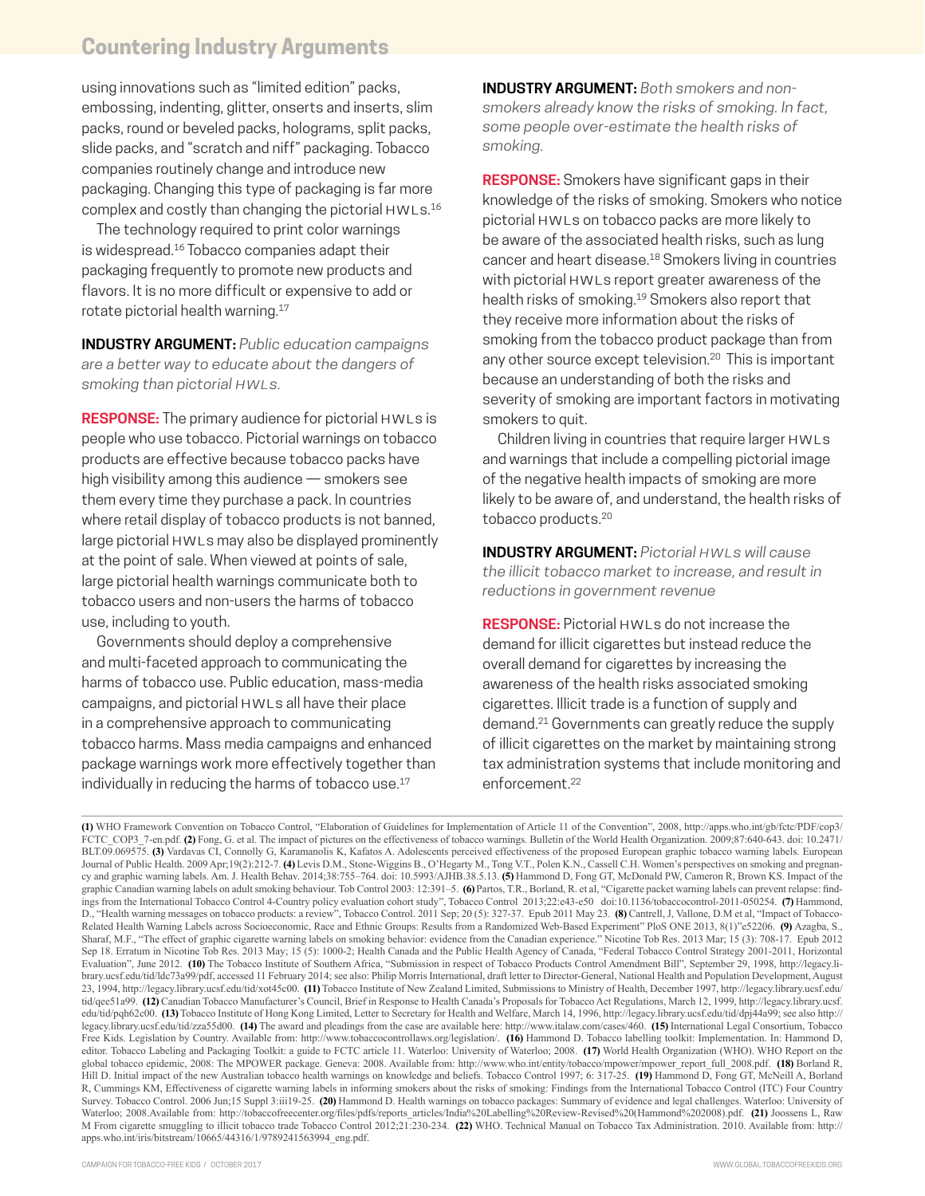## Countering Industry Arguments

using innovations such as "limited edition" packs, embossing, indenting, glitter, onserts and inserts, slim packs, round or beveled packs, holograms, split packs, slide packs, and "scratch and niff" packaging. Tobacco companies routinely change and introduce new packaging. Changing this type of packaging is far more complex and costly than changing the pictorial HWLs.[16]

The technology required to print color warnings is widespread.[16] Tobacco companies adapt their packaging frequently to promote new products and flavors. It is no more difficult or expensive to add or rotate pictorial health warning.[17]

**INDUSTRY ARGUMENT:** *Public education campaigns are a better way to educate about the dangers of smoking than pictorial HWLs.*

**RESPONSE:** The primary audience for pictorial HWLs is people who use tobacco. Pictorial warnings on tobacco products are effective because tobacco packs have high visibility among this audience — smokers see them every time they purchase a pack. In countries where retail display of tobacco products is not banned, large pictorial HWLs may also be displayed prominently at the point of sale. When viewed at points of sale, large pictorial health warnings communicate both to tobacco users and non-users the harms of tobacco use, including to youth.

Governments should deploy a comprehensive and multi-faceted approach to communicating the harms of tobacco use. Public education, mass-media campaigns, and pictorial HWLs all have their place in a comprehensive approach to communicating tobacco harms. Mass media campaigns and enhanced package warnings work more effectively together than individually in reducing the harms of tobacco use.[17]

**INDUSTRY ARGUMENT:** *Both smokers and non-smokers already know the risks of smoking. In fact, some people over-estimate the health risks of smoking.*

**RESPONSE:** Smokers have significant gaps in their knowledge of the risks of smoking. Smokers who notice pictorial HWLs on tobacco packs are more likely to be aware of the associated health risks, such as lung cancer and heart disease.[18] Smokers living in countries with pictorial HWLs report greater awareness of the health risks of smoking.[19] Smokers also report that they receive more information about the risks of smoking from the tobacco product package than from any other source except television.[20] This is important because an understanding of both the risks and severity of smoking are important factors in motivating smokers to quit.

Children living in countries that require larger HWLs and warnings that include a compelling pictorial image of the negative health impacts of smoking are more likely to be aware of, and understand, the health risks of tobacco products.[20]

**INDUSTRY ARGUMENT:** *Pictorial HWLs will cause the illicit tobacco market to increase, and result in reductions in government revenue*

**RESPONSE:** Pictorial HWLs do not increase the demand for illicit cigarettes but instead reduce the overall demand for cigarettes by increasing the awareness of the health risks associated smoking cigarettes. Illicit trade is a function of supply and demand.[21] Governments can greatly reduce the supply of illicit cigarettes on the market by maintaining strong tax administration systems that include monitoring and enforcement.[22]

---

**(1)** WHO Framework Convention on Tobacco Control, "Elaboration of Guidelines for Implementation of Article 11 of the Convention", 2008, http://apps.who.int/gb/fctc/PDF/cop3/FCTC_COP3_7-en.pdf. **(2)** Fong, G. et al. The impact of pictures on the effectiveness of tobacco warnings. Bulletin of the World Health Organization. 2009;87:640-643. doi: 10.2471/BLT.09.069575. **(3)** Vardavas CI, Connolly G, Karamanolis K, Kafatos A. Adolescents perceived effectiveness of the proposed European graphic tobacco warning labels. European Journal of Public Health. 2009 Apr;19(2):212-7. **(4)** Levis D.M., Stone-Wiggins B., O'Hegarty M., Tong V.T., Polen K.N., Cassell C.H. Women's perspectives on smoking and pregnancy and graphic warning labels. Am. J. Health Behav. 2014;38:755–764. doi: 10.5993/AJHB.38.5.13. **(5)** Hammond D, Fong GT, McDonald PW, Cameron R, Brown KS. Impact of the graphic Canadian warning labels on adult smoking behaviour. Tob Control 2003: 12:391–5. **(6)** Partos, T.R., Borland, R. et al, "Cigarette packet warning labels can prevent relapse: findings from the International Tobacco Control 4-Country policy evaluation cohort study", Tobacco Control 2013;22:e43-e50 doi:10.1136/tobaccocontrol-2011-050254. **(7)** Hammond, D., "Health warning messages on tobacco products: a review", Tobacco Control. 2011 Sep; 20 (5): 327-37. Epub 2011 May 23. **(8)** Cantrell, J, Vallone, D.M et al, "Impact of Tobacco-Related Health Warning Labels across Socioeconomic, Race and Ethnic Groups: Results from a Randomized Web-Based Experiment" PloS ONE 2013, 8(1)"e52206. **(9)** Azagba, S., Sharaf, M.F., "The effect of graphic cigarette warning labels on smoking behavior: evidence from the Canadian experience." Nicotine Tob Res. 2013 Mar; 15 (3): 708-17. Epub 2012 Sep 18. Erratum in Nicotine Tob Res. 2013 May; 15 (5): 1000-2; Health Canada and the Public Health Agency of Canada, "Federal Tobacco Control Strategy 2001-2011, Horizontal Evaluation", June 2012. **(10)** The Tobacco Institute of Southern Africa, "Submission in respect of Tobacco Products Control Amendment Bill", September 29, 1998, http://legacy.library.ucsf.edu/tid/ldc73a99/pdf, accessed 11 February 2014; see also: Philip Morris International, draft letter to Director-General, National Health and Population Development, August 23, 1994, http://legacy.library.ucsf.edu/tid/xot45c00. **(11)** Tobacco Institute of New Zealand Limited, Submissions to Ministry of Health, December 1997, http://legacy.library.ucsf.edu/tid/qee51a99. **(12)** Canadian Tobacco Manufacturer's Council, Brief in Response to Health Canada's Proposals for Tobacco Act Regulations, March 12, 1999, http://legacy.library.ucsf.edu/tid/pqh62c00. **(13)** Tobacco Institute of Hong Kong Limited, Letter to Secretary for Health and Welfare, March 14, 1996, http://legacy.library.ucsf.edu/tid/dpj44a99; see also http://legacy.library.ucsf.edu/tid/zza55d00. **(14)** The award and pleadings from the case are available here: http://www.italaw.com/cases/460. **(15)** International Legal Consortium, Tobacco Free Kids. Legislation by Country. Available from: http://www.tobaccocontrollaws.org/legislation/. **(16)** Hammond D. Tobacco labelling toolkit: Implementation. In: Hammond D, editor. Tobacco Labeling and Packaging Toolkit: a guide to FCTC article 11. Waterloo: University of Waterloo; 2008. **(17)** World Health Organization (WHO). WHO Report on the global tobacco epidemic, 2008: The MPOWER package. Geneva: 2008. Available from: http://www.who.int/entity/tobacco/mpower/mpower_report_full_2008.pdf. **(18)** Borland R, Hill D. Initial impact of the new Australian tobacco health warnings on knowledge and beliefs. Tobacco Control 1997; 6: 317-25. **(19)** Hammond D, Fong GT, McNeill A, Borland R, Cummings KM, Effectiveness of cigarette warning labels in informing smokers about the risks of smoking: Findings from the International Tobacco Control (ITC) Four Country Survey. Tobacco Control. 2006 Jun;15 Suppl 3:iii19-25. **(20)** Hammond D. Health warnings on tobacco packages: Summary of evidence and legal challenges. Waterloo: University of Waterloo; 2008.Available from: http://tobaccofreecenter.org/files/pdfs/reports_articles/India%20Labelling%20Review-Revised%20(Hammond%202008).pdf. **(21)** Joossens L, Raw M From cigarette smuggling to illicit tobacco trade Tobacco Control 2012;21:230-234. **(22)** WHO. Technical Manual on Tobacco Tax Administration. 2010. Available from: http://apps.who.int/iris/bitstream/10665/44316/1/9789241563994_eng.pdf.